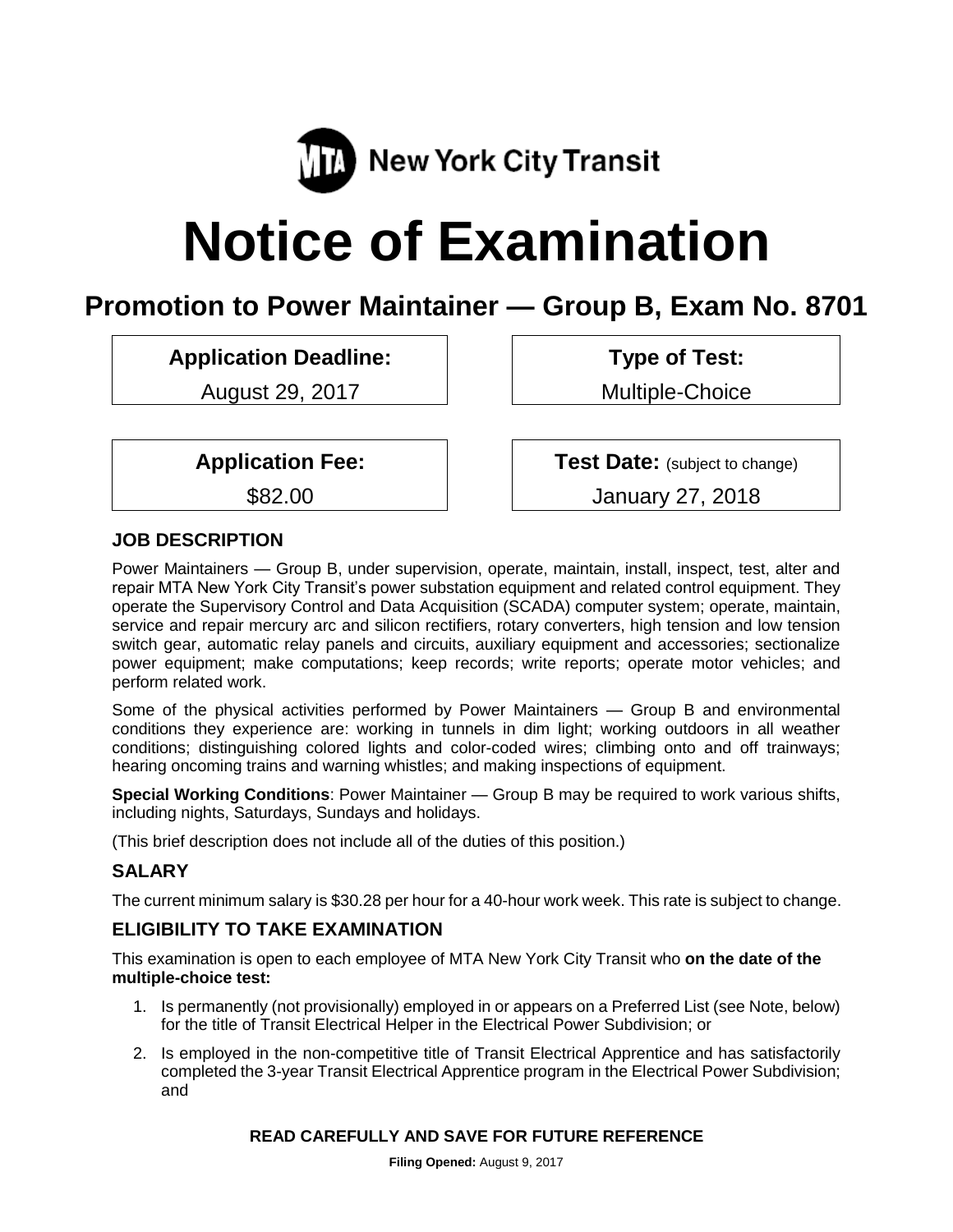MTA New York City Transit

# Notice of Examination

## Promotion to Power Maintainer — Group B, Exam No. 8701

**Application Deadline:**
August 29, 2017

**Type of Test:**
Multiple-Choice

**Application Fee:**
$82.00

**Test Date:** (subject to change)
January 27, 2018

### JOB DESCRIPTION

Power Maintainers — Group B, under supervision, operate, maintain, install, inspect, test, alter and repair MTA New York City Transit's power substation equipment and related control equipment. They operate the Supervisory Control and Data Acquisition (SCADA) computer system; operate, maintain, service and repair mercury arc and silicon rectifiers, rotary converters, high tension and low tension switch gear, automatic relay panels and circuits, auxiliary equipment and accessories; sectionalize power equipment; make computations; keep records; write reports; operate motor vehicles; and perform related work.

Some of the physical activities performed by Power Maintainers — Group B and environmental conditions they experience are: working in tunnels in dim light; working outdoors in all weather conditions; distinguishing colored lights and color-coded wires; climbing onto and off trainways; hearing oncoming trains and warning whistles; and making inspections of equipment.

**Special Working Conditions**: Power Maintainer — Group B may be required to work various shifts, including nights, Saturdays, Sundays and holidays.

(This brief description does not include all of the duties of this position.)

### SALARY

The current minimum salary is $30.28 per hour for a 40-hour work week. This rate is subject to change.

### ELIGIBILITY TO TAKE EXAMINATION

This examination is open to each employee of MTA New York City Transit who **on the date of the multiple-choice test:**

1. Is permanently (not provisionally) employed in or appears on a Preferred List (see Note, below) for the title of Transit Electrical Helper in the Electrical Power Subdivision; or
2. Is employed in the non-competitive title of Transit Electrical Apprentice and has satisfactorily completed the 3-year Transit Electrical Apprentice program in the Electrical Power Subdivision; and

**READ CAREFULLY AND SAVE FOR FUTURE REFERENCE**

**Filing Opened:** August 9, 2017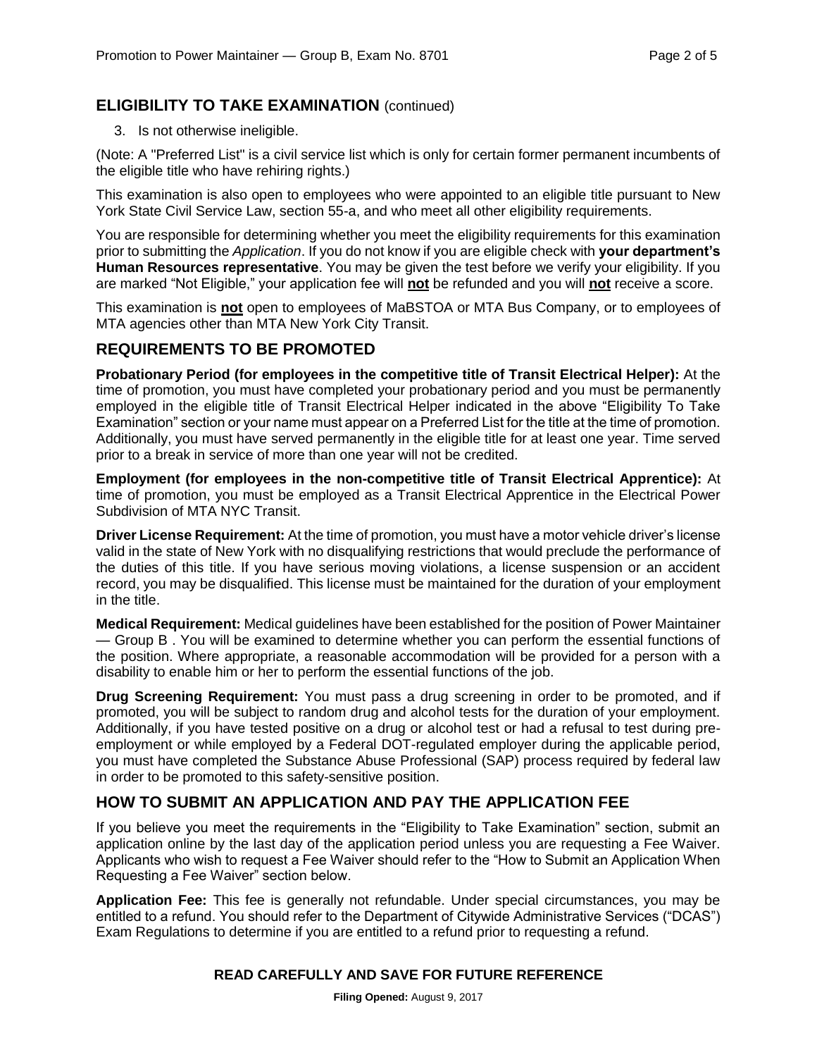## ELIGIBILITY TO TAKE EXAMINATION (continued)

3. Is not otherwise ineligible.

(Note: A "Preferred List" is a civil service list which is only for certain former permanent incumbents of the eligible title who have rehiring rights.)

This examination is also open to employees who were appointed to an eligible title pursuant to New York State Civil Service Law, section 55-a, and who meet all other eligibility requirements.

You are responsible for determining whether you meet the eligibility requirements for this examination prior to submitting the *Application*. If you do not know if you are eligible check with **your department's Human Resources representative**. You may be given the test before we verify your eligibility. If you are marked "Not Eligible," your application fee will **not** be refunded and you will **not** receive a score.

This examination is **not** open to employees of MaBSTOA or MTA Bus Company, or to employees of MTA agencies other than MTA New York City Transit.

## REQUIREMENTS TO BE PROMOTED

**Probationary Period (for employees in the competitive title of Transit Electrical Helper):** At the time of promotion, you must have completed your probationary period and you must be permanently employed in the eligible title of Transit Electrical Helper indicated in the above "Eligibility To Take Examination" section or your name must appear on a Preferred List for the title at the time of promotion. Additionally, you must have served permanently in the eligible title for at least one year. Time served prior to a break in service of more than one year will not be credited.

**Employment (for employees in the non-competitive title of Transit Electrical Apprentice):** At time of promotion, you must be employed as a Transit Electrical Apprentice in the Electrical Power Subdivision of MTA NYC Transit.

**Driver License Requirement:** At the time of promotion, you must have a motor vehicle driver's license valid in the state of New York with no disqualifying restrictions that would preclude the performance of the duties of this title. If you have serious moving violations, a license suspension or an accident record, you may be disqualified. This license must be maintained for the duration of your employment in the title.

**Medical Requirement:** Medical guidelines have been established for the position of Power Maintainer — Group B . You will be examined to determine whether you can perform the essential functions of the position. Where appropriate, a reasonable accommodation will be provided for a person with a disability to enable him or her to perform the essential functions of the job.

**Drug Screening Requirement:** You must pass a drug screening in order to be promoted, and if promoted, you will be subject to random drug and alcohol tests for the duration of your employment. Additionally, if you have tested positive on a drug or alcohol test or had a refusal to test during pre-employment or while employed by a Federal DOT-regulated employer during the applicable period, you must have completed the Substance Abuse Professional (SAP) process required by federal law in order to be promoted to this safety-sensitive position.

## HOW TO SUBMIT AN APPLICATION AND PAY THE APPLICATION FEE

If you believe you meet the requirements in the "Eligibility to Take Examination" section, submit an application online by the last day of the application period unless you are requesting a Fee Waiver. Applicants who wish to request a Fee Waiver should refer to the "How to Submit an Application When Requesting a Fee Waiver" section below.

**Application Fee:** This fee is generally not refundable. Under special circumstances, you may be entitled to a refund. You should refer to the Department of Citywide Administrative Services ("DCAS") Exam Regulations to determine if you are entitled to a refund prior to requesting a refund.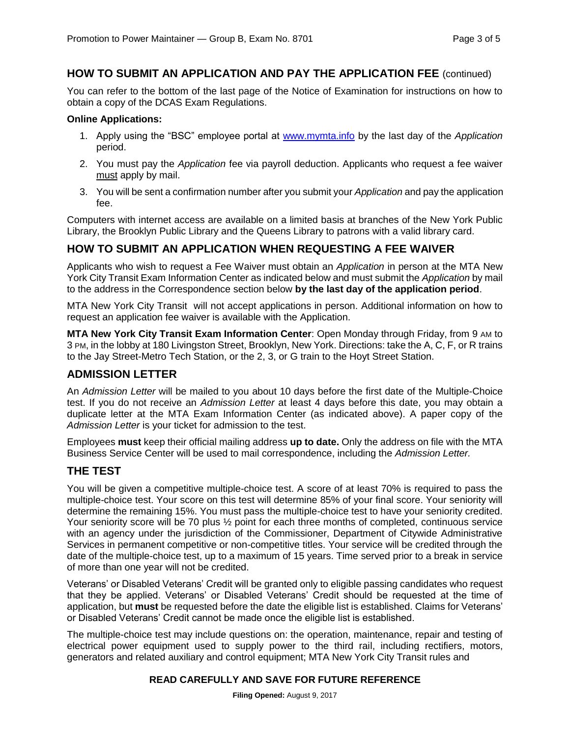## HOW TO SUBMIT AN APPLICATION AND PAY THE APPLICATION FEE (continued)

You can refer to the bottom of the last page of the Notice of Examination for instructions on how to obtain a copy of the DCAS Exam Regulations.

**Online Applications:**

1. Apply using the "BSC" employee portal at www.mymta.info by the last day of the *Application* period.
2. You must pay the *Application* fee via payroll deduction. Applicants who request a fee waiver must apply by mail.
3. You will be sent a confirmation number after you submit your *Application* and pay the application fee.

Computers with internet access are available on a limited basis at branches of the New York Public Library, the Brooklyn Public Library and the Queens Library to patrons with a valid library card.

## HOW TO SUBMIT AN APPLICATION WHEN REQUESTING A FEE WAIVER

Applicants who wish to request a Fee Waiver must obtain an *Application* in person at the MTA New York City Transit Exam Information Center as indicated below and must submit the *Application* by mail to the address in the Correspondence section below **by the last day of the application period**.

MTA New York City Transit will not accept applications in person. Additional information on how to request an application fee waiver is available with the Application.

**MTA New York City Transit Exam Information Center**: Open Monday through Friday, from 9 AM to 3 PM, in the lobby at 180 Livingston Street, Brooklyn, New York. Directions: take the A, C, F, or R trains to the Jay Street-Metro Tech Station, or the 2, 3, or G train to the Hoyt Street Station.

## ADMISSION LETTER

An *Admission Letter* will be mailed to you about 10 days before the first date of the Multiple-Choice test. If you do not receive an *Admission Letter* at least 4 days before this date, you may obtain a duplicate letter at the MTA Exam Information Center (as indicated above). A paper copy of the *Admission Letter* is your ticket for admission to the test.

Employees **must** keep their official mailing address **up to date.** Only the address on file with the MTA Business Service Center will be used to mail correspondence, including the *Admission Letter.*

## THE TEST

You will be given a competitive multiple-choice test. A score of at least 70% is required to pass the multiple-choice test. Your score on this test will determine 85% of your final score. Your seniority will determine the remaining 15%. You must pass the multiple-choice test to have your seniority credited. Your seniority score will be 70 plus ½ point for each three months of completed, continuous service with an agency under the jurisdiction of the Commissioner, Department of Citywide Administrative Services in permanent competitive or non-competitive titles. Your service will be credited through the date of the multiple-choice test, up to a maximum of 15 years. Time served prior to a break in service of more than one year will not be credited.

Veterans' or Disabled Veterans' Credit will be granted only to eligible passing candidates who request that they be applied. Veterans' or Disabled Veterans' Credit should be requested at the time of application, but **must** be requested before the date the eligible list is established. Claims for Veterans' or Disabled Veterans' Credit cannot be made once the eligible list is established.

The multiple-choice test may include questions on: the operation, maintenance, repair and testing of electrical power equipment used to supply power to the third rail, including rectifiers, motors, generators and related auxiliary and control equipment; MTA New York City Transit rules and

**READ CAREFULLY AND SAVE FOR FUTURE REFERENCE**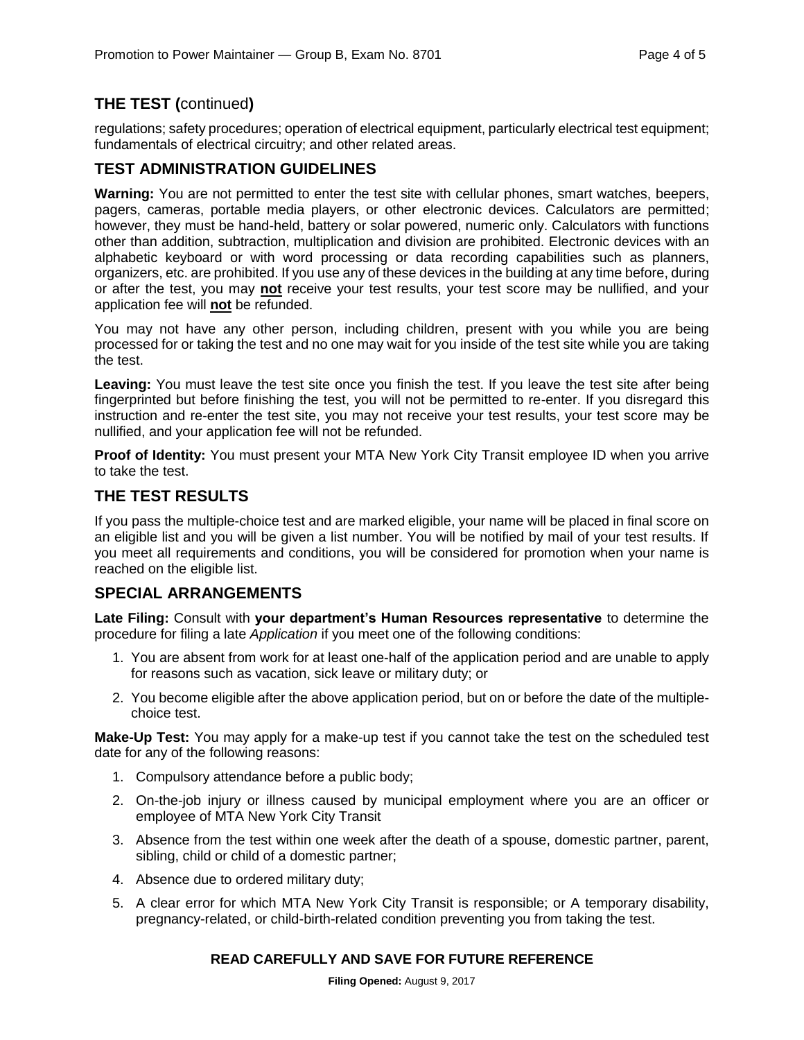## THE TEST (continued)

regulations; safety procedures; operation of electrical equipment, particularly electrical test equipment; fundamentals of electrical circuitry; and other related areas.

## TEST ADMINISTRATION GUIDELINES

**Warning:** You are not permitted to enter the test site with cellular phones, smart watches, beepers, pagers, cameras, portable media players, or other electronic devices. Calculators are permitted; however, they must be hand-held, battery or solar powered, numeric only. Calculators with functions other than addition, subtraction, multiplication and division are prohibited. Electronic devices with an alphabetic keyboard or with word processing or data recording capabilities such as planners, organizers, etc. are prohibited. If you use any of these devices in the building at any time before, during or after the test, you may **not** receive your test results, your test score may be nullified, and your application fee will **not** be refunded.

You may not have any other person, including children, present with you while you are being processed for or taking the test and no one may wait for you inside of the test site while you are taking the test.

**Leaving:** You must leave the test site once you finish the test. If you leave the test site after being fingerprinted but before finishing the test, you will not be permitted to re-enter. If you disregard this instruction and re-enter the test site, you may not receive your test results, your test score may be nullified, and your application fee will not be refunded.

**Proof of Identity:** You must present your MTA New York City Transit employee ID when you arrive to take the test.

## THE TEST RESULTS

If you pass the multiple-choice test and are marked eligible, your name will be placed in final score on an eligible list and you will be given a list number. You will be notified by mail of your test results. If you meet all requirements and conditions, you will be considered for promotion when your name is reached on the eligible list.

## SPECIAL ARRANGEMENTS

**Late Filing:** Consult with **your department's Human Resources representative** to determine the procedure for filing a late *Application* if you meet one of the following conditions:

1. You are absent from work for at least one-half of the application period and are unable to apply for reasons such as vacation, sick leave or military duty; or
2. You become eligible after the above application period, but on or before the date of the multiple-choice test.

**Make-Up Test:** You may apply for a make-up test if you cannot take the test on the scheduled test date for any of the following reasons:

1. Compulsory attendance before a public body;
2. On-the-job injury or illness caused by municipal employment where you are an officer or employee of MTA New York City Transit
3. Absence from the test within one week after the death of a spouse, domestic partner, parent, sibling, child or child of a domestic partner;
4. Absence due to ordered military duty;
5. A clear error for which MTA New York City Transit is responsible; or A temporary disability, pregnancy-related, or child-birth-related condition preventing you from taking the test.

**READ CAREFULLY AND SAVE FOR FUTURE REFERENCE**

**Filing Opened:** August 9, 2017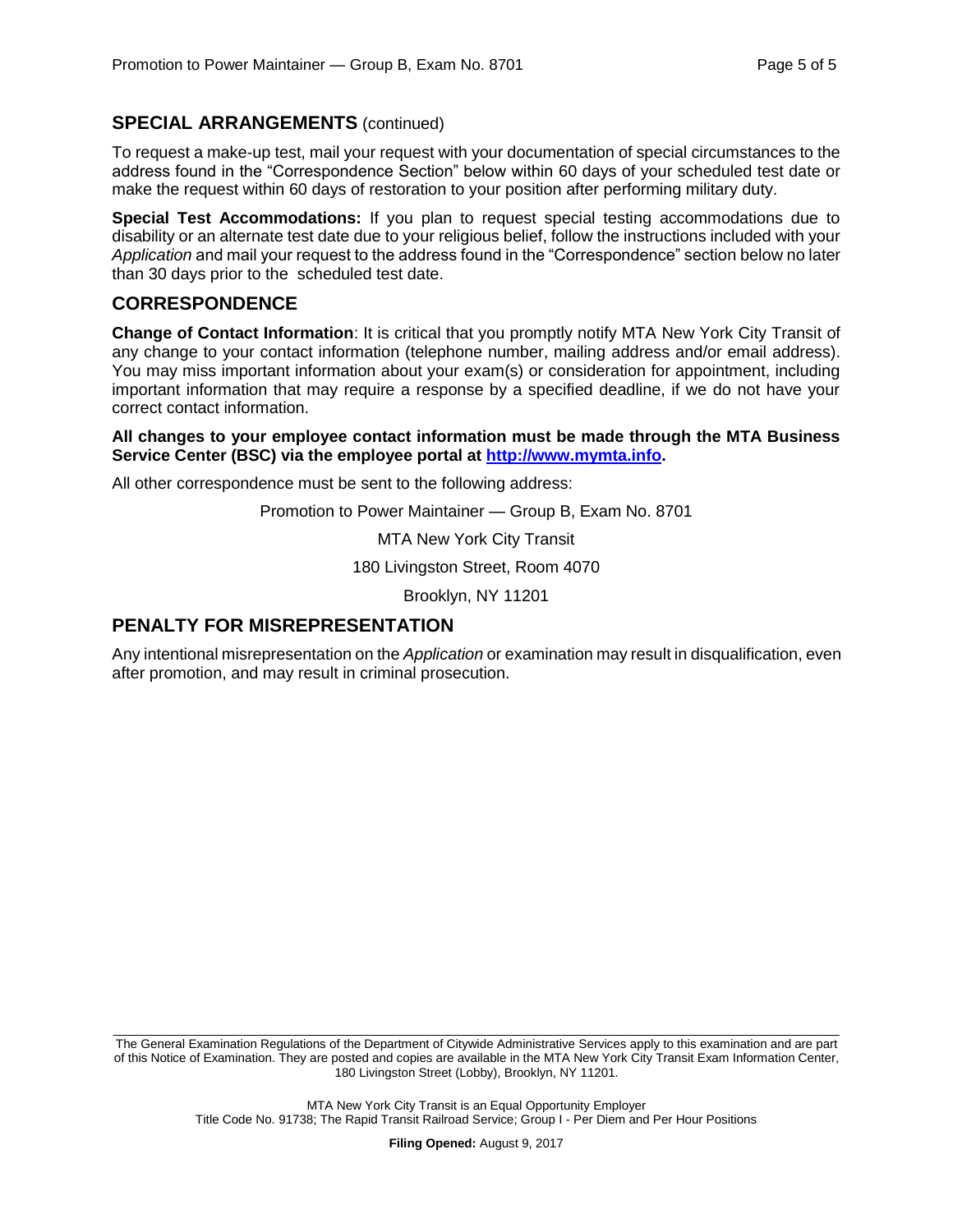## SPECIAL ARRANGEMENTS (continued)

To request a make-up test, mail your request with your documentation of special circumstances to the address found in the "Correspondence Section" below within 60 days of your scheduled test date or make the request within 60 days of restoration to your position after performing military duty.

**Special Test Accommodations:** If you plan to request special testing accommodations due to disability or an alternate test date due to your religious belief, follow the instructions included with your *Application* and mail your request to the address found in the "Correspondence" section below no later than 30 days prior to the scheduled test date.

## CORRESPONDENCE

**Change of Contact Information**: It is critical that you promptly notify MTA New York City Transit of any change to your contact information (telephone number, mailing address and/or email address). You may miss important information about your exam(s) or consideration for appointment, including important information that may require a response by a specified deadline, if we do not have your correct contact information.

**All changes to your employee contact information must be made through the MTA Business Service Center (BSC) via the employee portal at [http://www.mymta.info](http://www.mymta.info).**

All other correspondence must be sent to the following address:

Promotion to Power Maintainer — Group B, Exam No. 8701

MTA New York City Transit

180 Livingston Street, Room 4070

Brooklyn, NY 11201

## PENALTY FOR MISREPRESENTATION

Any intentional misrepresentation on the *Application* or examination may result in disqualification, even after promotion, and may result in criminal prosecution.

---

The General Examination Regulations of the Department of Citywide Administrative Services apply to this examination and are part of this Notice of Examination. They are posted and copies are available in the MTA New York City Transit Exam Information Center, 180 Livingston Street (Lobby), Brooklyn, NY 11201.

MTA New York City Transit is an Equal Opportunity Employer
Title Code No. 91738; The Rapid Transit Railroad Service; Group I - Per Diem and Per Hour Positions

**Filing Opened:** August 9, 2017